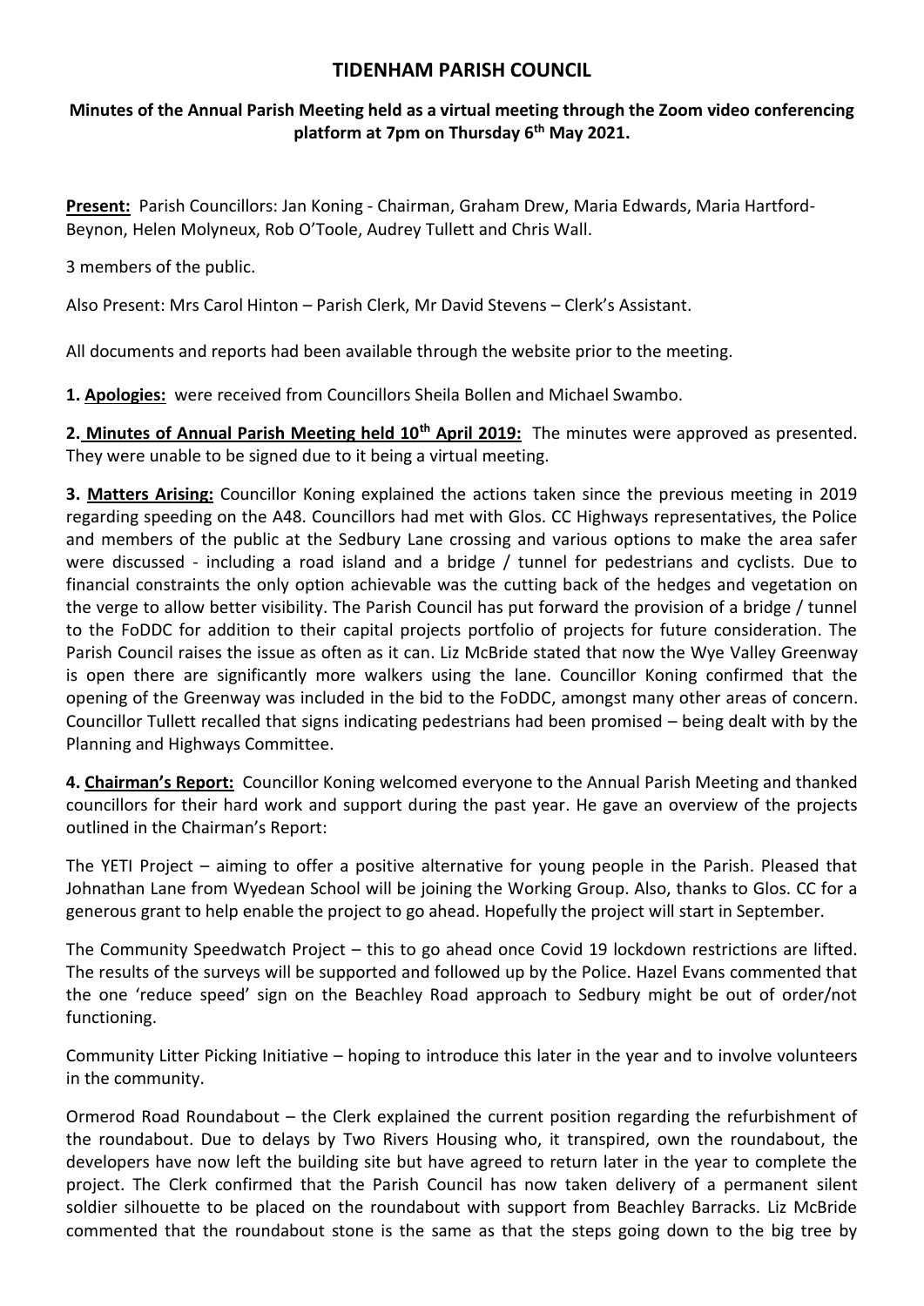# TIDENHAM PARISH COUNCIL

## Minutes of the Annual Parish Meeting held as a virtual meeting through the Zoom video conferencing platform at 7pm on Thursday 6th May 2021.

**Present:** Parish Councillors: Jan Koning - Chairman, Graham Drew, Maria Edwards, Maria Hartford-Beynon, Helen Molyneux, Rob O'Toole, Audrey Tullett and Chris Wall.

3 members of the public.

Also Present: Mrs Carol Hinton – Parish Clerk, Mr David Stevens – Clerk's Assistant.

All documents and reports had been available through the website prior to the meeting.

**1. Apologies:** were received from Councillors Sheila Bollen and Michael Swambo.

**2. Minutes of Annual Parish Meeting held 10th April 2019:** The minutes were approved as presented. They were unable to be signed due to it being a virtual meeting.

**3. Matters Arising:** Councillor Koning explained the actions taken since the previous meeting in 2019 regarding speeding on the A48. Councillors had met with Glos. CC Highways representatives, the Police and members of the public at the Sedbury Lane crossing and various options to make the area safer were discussed - including a road island and a bridge / tunnel for pedestrians and cyclists. Due to financial constraints the only option achievable was the cutting back of the hedges and vegetation on the verge to allow better visibility. The Parish Council has put forward the provision of a bridge / tunnel to the FoDDC for addition to their capital projects portfolio of projects for future consideration. The Parish Council raises the issue as often as it can. Liz McBride stated that now the Wye Valley Greenway is open there are significantly more walkers using the lane. Councillor Koning confirmed that the opening of the Greenway was included in the bid to the FoDDC, amongst many other areas of concern. Councillor Tullett recalled that signs indicating pedestrians had been promised – being dealt with by the Planning and Highways Committee.

**4. Chairman's Report:** Councillor Koning welcomed everyone to the Annual Parish Meeting and thanked councillors for their hard work and support during the past year. He gave an overview of the projects outlined in the Chairman's Report:

The YETI Project – aiming to offer a positive alternative for young people in the Parish. Pleased that Johnathan Lane from Wyedean School will be joining the Working Group. Also, thanks to Glos. CC for a generous grant to help enable the project to go ahead. Hopefully the project will start in September.

The Community Speedwatch Project – this to go ahead once Covid 19 lockdown restrictions are lifted. The results of the surveys will be supported and followed up by the Police. Hazel Evans commented that the one 'reduce speed' sign on the Beachley Road approach to Sedbury might be out of order/not functioning.

Community Litter Picking Initiative – hoping to introduce this later in the year and to involve volunteers in the community.

Ormerod Road Roundabout – the Clerk explained the current position regarding the refurbishment of the roundabout. Due to delays by Two Rivers Housing who, it transpired, own the roundabout, the developers have now left the building site but have agreed to return later in the year to complete the project. The Clerk confirmed that the Parish Council has now taken delivery of a permanent silent soldier silhouette to be placed on the roundabout with support from Beachley Barracks. Liz McBride commented that the roundabout stone is the same as that the steps going down to the big tree by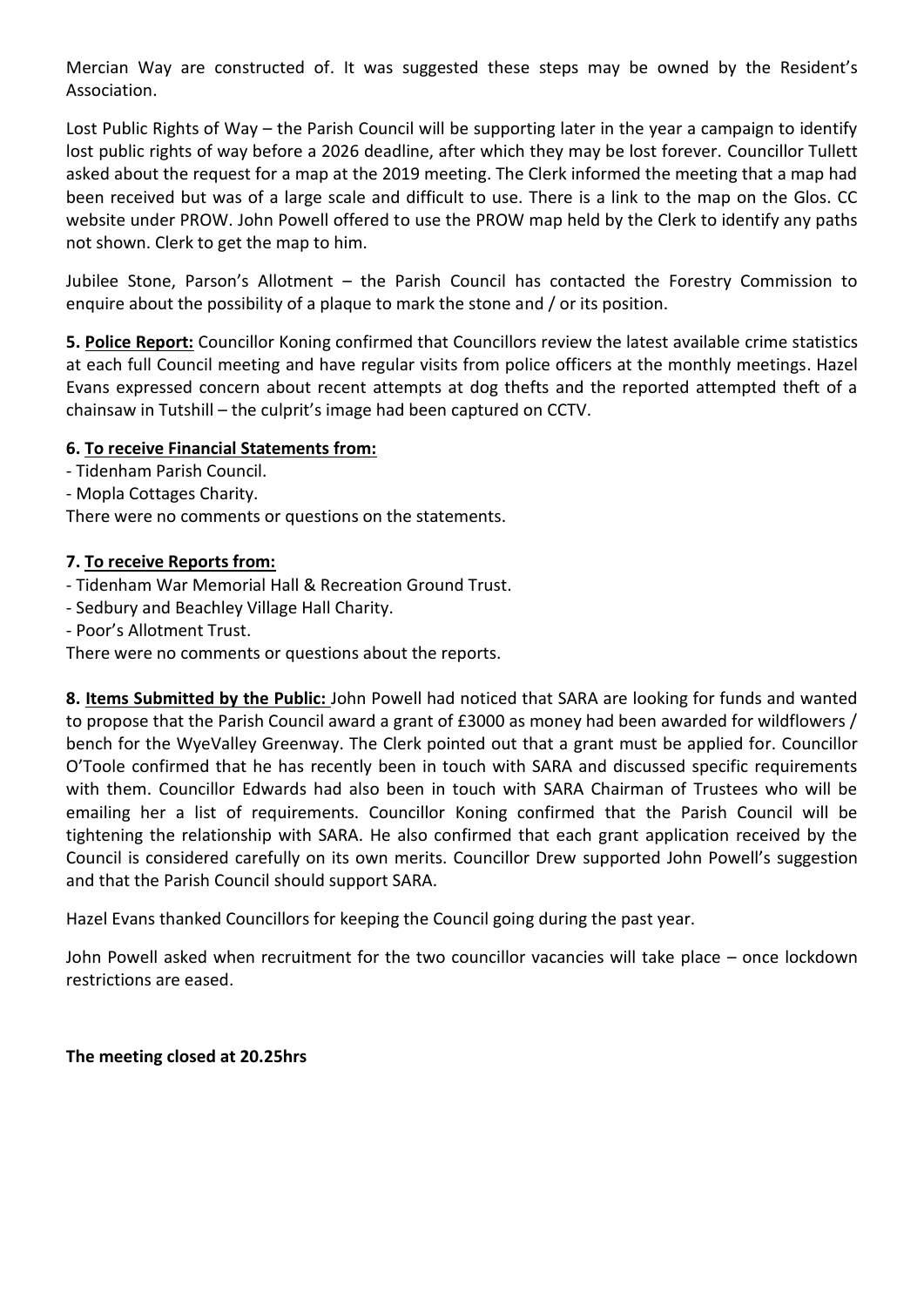Mercian Way are constructed of. It was suggested these steps may be owned by the Resident's Association.

Lost Public Rights of Way – the Parish Council will be supporting later in the year a campaign to identify lost public rights of way before a 2026 deadline, after which they may be lost forever. Councillor Tullett asked about the request for a map at the 2019 meeting. The Clerk informed the meeting that a map had been received but was of a large scale and difficult to use. There is a link to the map on the Glos. CC website under PROW. John Powell offered to use the PROW map held by the Clerk to identify any paths not shown. Clerk to get the map to him.

Jubilee Stone, Parson's Allotment – the Parish Council has contacted the Forestry Commission to enquire about the possibility of a plaque to mark the stone and / or its position.

**5. Police Report:** Councillor Koning confirmed that Councillors review the latest available crime statistics at each full Council meeting and have regular visits from police officers at the monthly meetings. Hazel Evans expressed concern about recent attempts at dog thefts and the reported attempted theft of a chainsaw in Tutshill – the culprit's image had been captured on CCTV.

**6. To receive Financial Statements from:**

- Tidenham Parish Council.
- Mopla Cottages Charity.

There were no comments or questions on the statements.

**7. To receive Reports from:**

- Tidenham War Memorial Hall & Recreation Ground Trust.
- Sedbury and Beachley Village Hall Charity.
- Poor's Allotment Trust.

There were no comments or questions about the reports.

**8. Items Submitted by the Public:** John Powell had noticed that SARA are looking for funds and wanted to propose that the Parish Council award a grant of £3000 as money had been awarded for wildflowers / bench for the WyeValley Greenway. The Clerk pointed out that a grant must be applied for. Councillor O'Toole confirmed that he has recently been in touch with SARA and discussed specific requirements with them. Councillor Edwards had also been in touch with SARA Chairman of Trustees who will be emailing her a list of requirements. Councillor Koning confirmed that the Parish Council will be tightening the relationship with SARA. He also confirmed that each grant application received by the Council is considered carefully on its own merits. Councillor Drew supported John Powell's suggestion and that the Parish Council should support SARA.

Hazel Evans thanked Councillors for keeping the Council going during the past year.

John Powell asked when recruitment for the two councillor vacancies will take place – once lockdown restrictions are eased.

**The meeting closed at 20.25hrs**